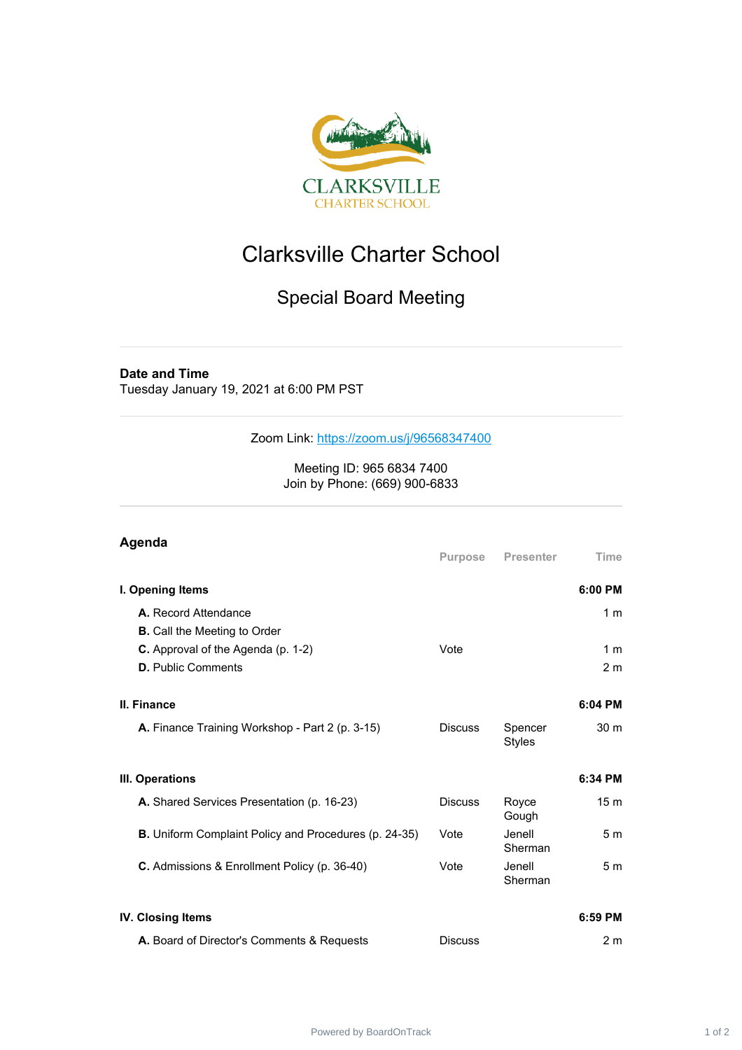# Clarksville Charter School

## Special Board Meeting

**Date and Time**
Tuesday January 19, 2021 at 6:00 PM PST

Zoom Link: https://zoom.us/j/96568347400

Meeting ID: 965 6834 7400
Join by Phone: (669) 900-6833

### Agenda

| | Purpose | Presenter | Time |
|---|---|---|---|
| **I. Opening Items** | | | **6:00 PM** |
| **A.** Record Attendance | | | 1 m |
| **B.** Call the Meeting to Order | | | |
| **C.** Approval of the Agenda (p. 1-2) | Vote | | 1 m |
| **D.** Public Comments | | | 2 m |
| **II. Finance** | | | **6:04 PM** |
| **A.** Finance Training Workshop - Part 2 (p. 3-15) | Discuss | Spencer Styles | 30 m |
| **III. Operations** | | | **6:34 PM** |
| **A.** Shared Services Presentation (p. 16-23) | Discuss | Royce Gough | 15 m |
| **B.** Uniform Complaint Policy and Procedures (p. 24-35) | Vote | Jenell Sherman | 5 m |
| **C.** Admissions & Enrollment Policy (p. 36-40) | Vote | Jenell Sherman | 5 m |
| **IV. Closing Items** | | | **6:59 PM** |
| **A.** Board of Director's Comments & Requests | Discuss | | 2 m |

Powered by BoardOnTrack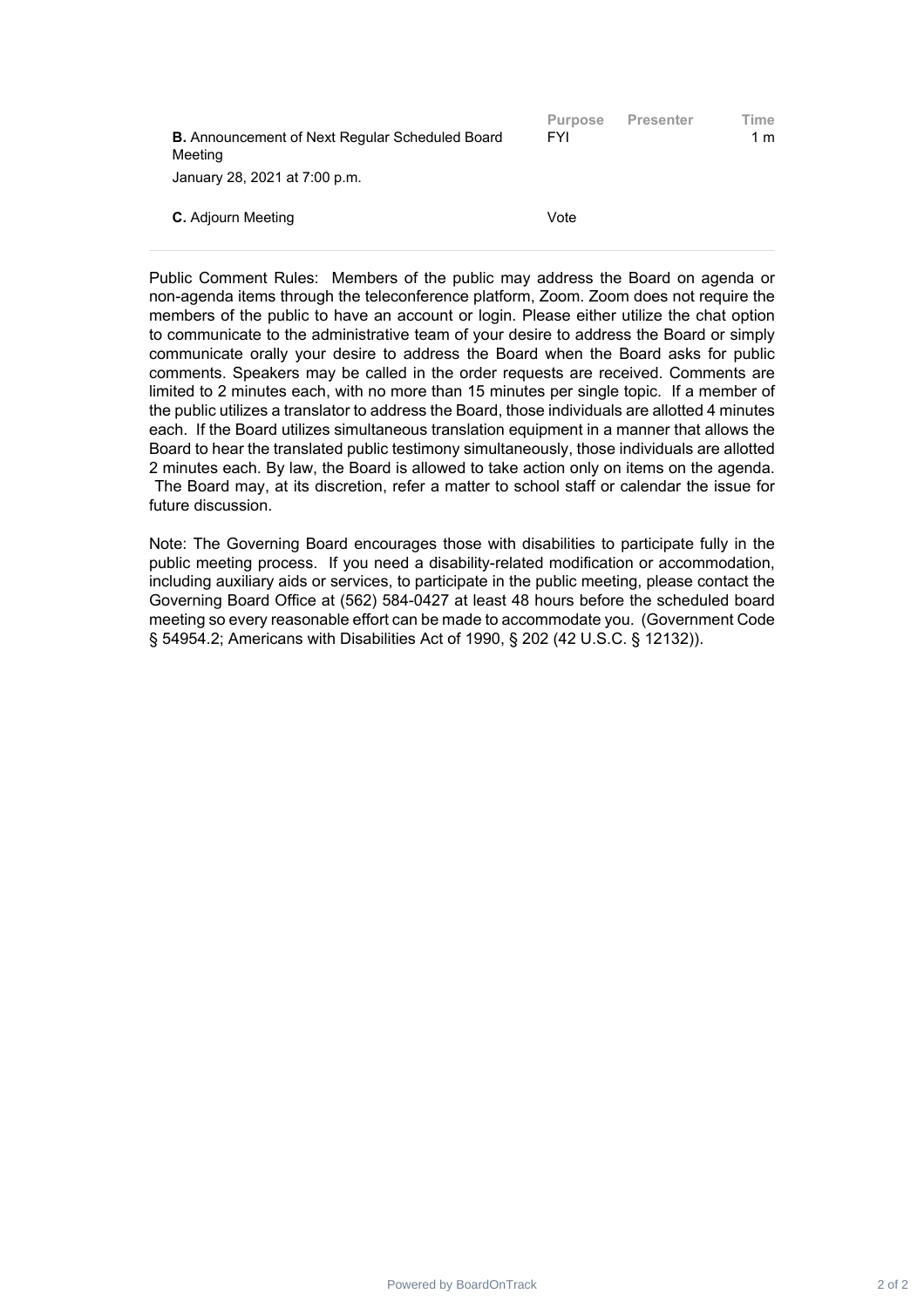| | Purpose | Presenter | Time |
|---|---|---|---|
| **B.** Announcement of Next Regular Scheduled Board Meeting<br>January 28, 2021 at 7:00 p.m. | FYI | | 1 m |
| **C.** Adjourn Meeting | Vote | | |

Public Comment Rules: Members of the public may address the Board on agenda or non-agenda items through the teleconference platform, Zoom. Zoom does not require the members of the public to have an account or login. Please either utilize the chat option to communicate to the administrative team of your desire to address the Board or simply communicate orally your desire to address the Board when the Board asks for public comments. Speakers may be called in the order requests are received. Comments are limited to 2 minutes each, with no more than 15 minutes per single topic. If a member of the public utilizes a translator to address the Board, those individuals are allotted 4 minutes each. If the Board utilizes simultaneous translation equipment in a manner that allows the Board to hear the translated public testimony simultaneously, those individuals are allotted 2 minutes each. By law, the Board is allowed to take action only on items on the agenda. The Board may, at its discretion, refer a matter to school staff or calendar the issue for future discussion.

Note: The Governing Board encourages those with disabilities to participate fully in the public meeting process. If you need a disability-related modification or accommodation, including auxiliary aids or services, to participate in the public meeting, please contact the Governing Board Office at (562) 584-0427 at least 48 hours before the scheduled board meeting so every reasonable effort can be made to accommodate you. (Government Code § 54954.2; Americans with Disabilities Act of 1990, § 202 (42 U.S.C. § 12132)).